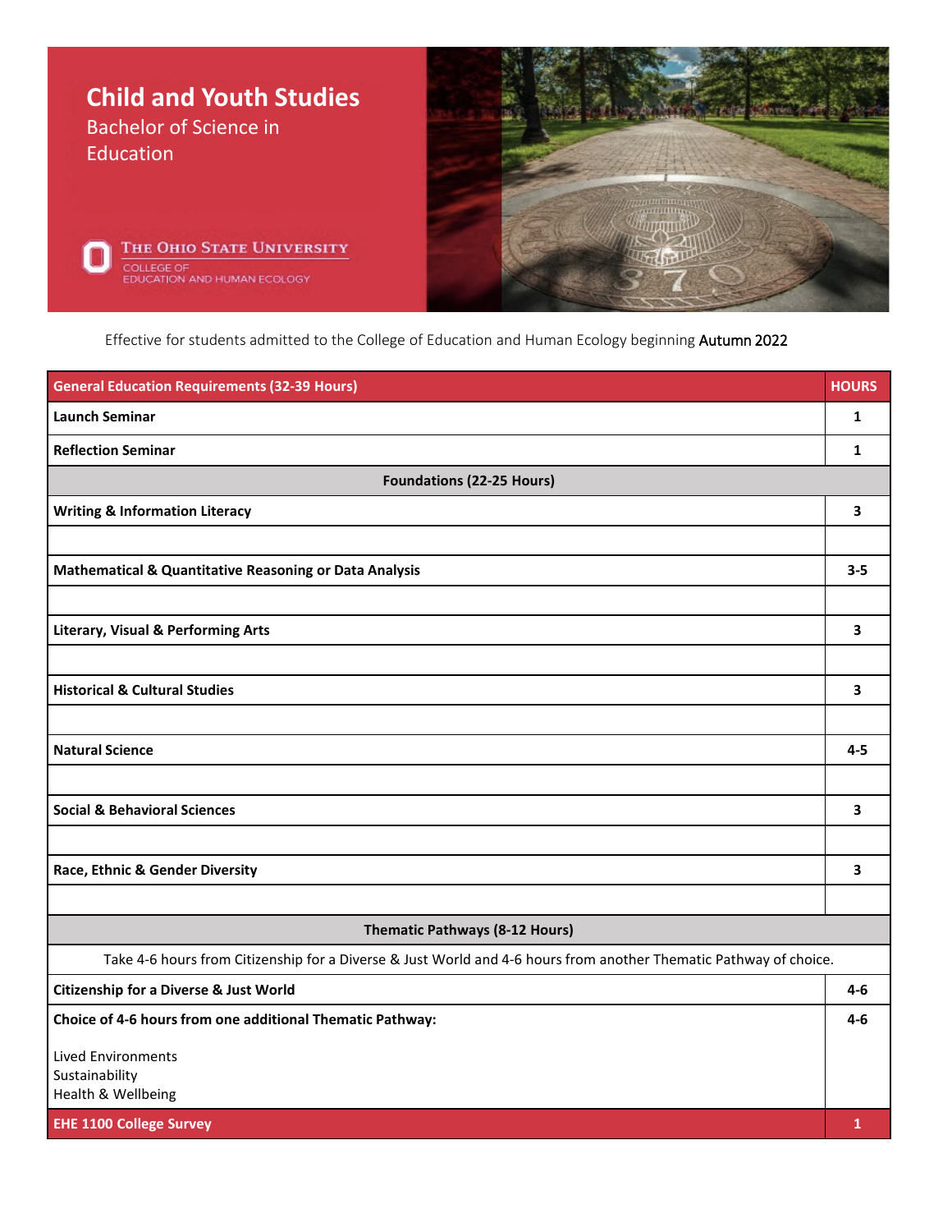# Child and Youth Studies

## Bachelor of Science in Education

The Ohio State University
College of Education and Human Ecology

Effective for students admitted to the College of Education and Human Ecology beginning Autumn 2022

| General Education Requirements (32-39 Hours) | HOURS |
|---|---|
| **Launch Seminar** | **1** |
| **Reflection Seminar** | **1** |
| **Foundations (22-25 Hours)** | |
| **Writing & Information Literacy** | **3** |
| | |
| **Mathematical & Quantitative Reasoning or Data Analysis** | **3-5** |
| | |
| **Literary, Visual & Performing Arts** | **3** |
| | |
| **Historical & Cultural Studies** | **3** |
| | |
| **Natural Science** | **4-5** |
| | |
| **Social & Behavioral Sciences** | **3** |
| | |
| **Race, Ethnic & Gender Diversity** | **3** |
| | |
| **Thematic Pathways (8-12 Hours)** | |
| Take 4-6 hours from Citizenship for a Diverse & Just World and 4-6 hours from another Thematic Pathway of choice. | |
| **Citizenship for a Diverse & Just World** | **4-6** |
| **Choice of 4-6 hours from one additional Thematic Pathway:**<br><br>Lived Environments<br>Sustainability<br>Health & Wellbeing | **4-6** |
| **EHE 1100 College Survey** | **1** |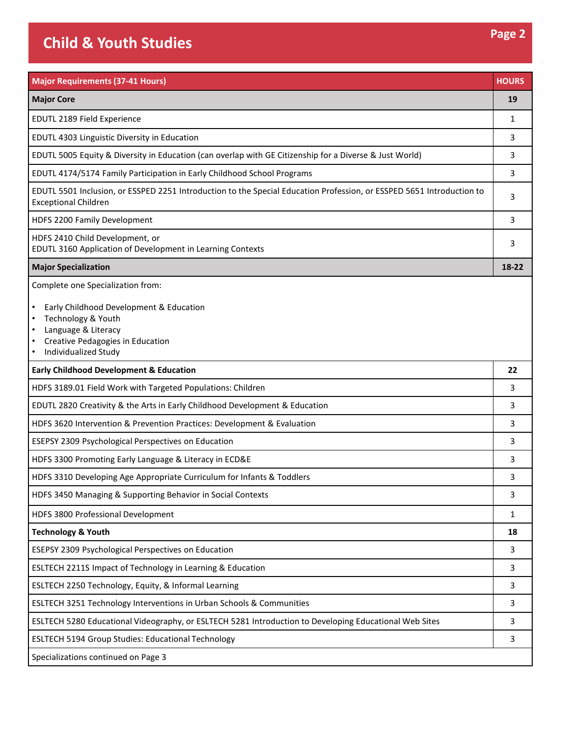# Child & Youth Studies

| Major Requirements (37-41 Hours) | HOURS |
|---|---|
| **Major Core** | **19** |
| EDUTL 2189 Field Experience | 1 |
| EDUTL 4303 Linguistic Diversity in Education | 3 |
| EDUTL 5005 Equity & Diversity in Education (can overlap with GE Citizenship for a Diverse & Just World) | 3 |
| EDUTL 4174/5174 Family Participation in Early Childhood School Programs | 3 |
| EDUTL 5501 Inclusion, or ESSPED 2251 Introduction to the Special Education Profession, or ESSPED 5651 Introduction to Exceptional Children | 3 |
| HDFS 2200 Family Development | 3 |
| HDFS 2410 Child Development, or EDUTL 3160 Application of Development in Learning Contexts | 3 |
| **Major Specialization** | **18-22** |
| Complete one Specialization from: <br>• Early Childhood Development & Education<br>• Technology & Youth<br>• Language & Literacy<br>• Creative Pedagogies in Education<br>• Individualized Study | |
| **Early Childhood Development & Education** | **22** |
| HDFS 3189.01 Field Work with Targeted Populations: Children | 3 |
| EDUTL 2820 Creativity & the Arts in Early Childhood Development & Education | 3 |
| HDFS 3620 Intervention & Prevention Practices: Development & Evaluation | 3 |
| ESEPSY 2309 Psychological Perspectives on Education | 3 |
| HDFS 3300 Promoting Early Language & Literacy in ECD&E | 3 |
| HDFS 3310 Developing Age Appropriate Curriculum for Infants & Toddlers | 3 |
| HDFS 3450 Managing & Supporting Behavior in Social Contexts | 3 |
| HDFS 3800 Professional Development | 1 |
| **Technology & Youth** | **18** |
| ESEPSY 2309 Psychological Perspectives on Education | 3 |
| ESLTECH 2211S Impact of Technology in Learning & Education | 3 |
| ESLTECH 2250 Technology, Equity, & Informal Learning | 3 |
| ESLTECH 3251 Technology Interventions in Urban Schools & Communities | 3 |
| ESLTECH 5280 Educational Videography, or ESLTECH 5281 Introduction to Developing Educational Web Sites | 3 |
| ESLTECH 5194 Group Studies: Educational Technology | 3 |
| Specializations continued on Page 3 | |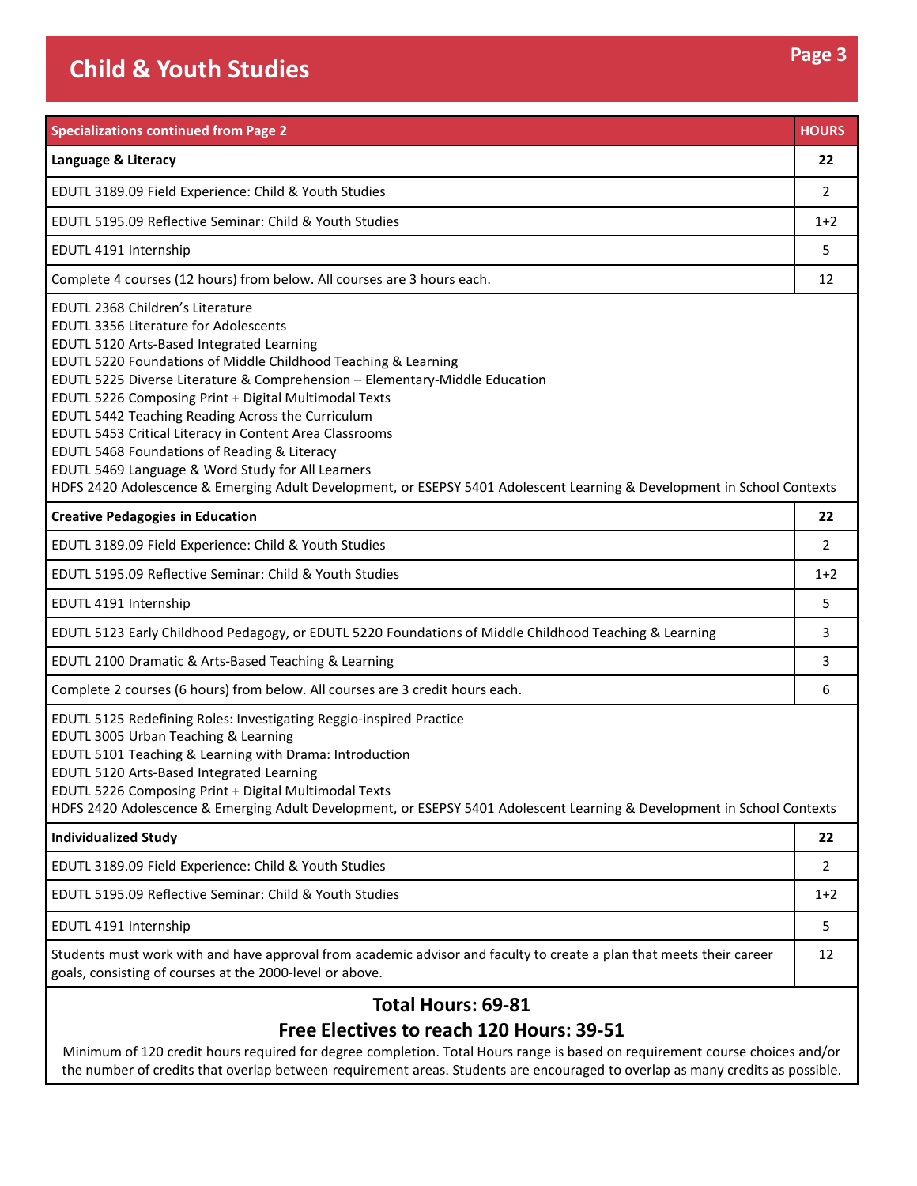## Child & Youth Studies

| Specializations continued from Page 2 | HOURS |
|---|---|
| **Language & Literacy** | **22** |
| EDUTL 3189.09 Field Experience: Child & Youth Studies | 2 |
| EDUTL 5195.09 Reflective Seminar: Child & Youth Studies | 1+2 |
| EDUTL 4191 Internship | 5 |
| Complete 4 courses (12 hours) from below. All courses are 3 hours each. | 12 |
| EDUTL 2368 Children's Literature<br>EDUTL 3356 Literature for Adolescents<br>EDUTL 5120 Arts-Based Integrated Learning<br>EDUTL 5220 Foundations of Middle Childhood Teaching & Learning<br>EDUTL 5225 Diverse Literature & Comprehension – Elementary-Middle Education<br>EDUTL 5226 Composing Print + Digital Multimodal Texts<br>EDUTL 5442 Teaching Reading Across the Curriculum<br>EDUTL 5453 Critical Literacy in Content Area Classrooms<br>EDUTL 5468 Foundations of Reading & Literacy<br>EDUTL 5469 Language & Word Study for All Learners<br>HDFS 2420 Adolescence & Emerging Adult Development, or ESEPSY 5401 Adolescent Learning & Development in School Contexts | |
| **Creative Pedagogies in Education** | **22** |
| EDUTL 3189.09 Field Experience: Child & Youth Studies | 2 |
| EDUTL 5195.09 Reflective Seminar: Child & Youth Studies | 1+2 |
| EDUTL 4191 Internship | 5 |
| EDUTL 5123 Early Childhood Pedagogy, or EDUTL 5220 Foundations of Middle Childhood Teaching & Learning | 3 |
| EDUTL 2100 Dramatic & Arts-Based Teaching & Learning | 3 |
| Complete 2 courses (6 hours) from below. All courses are 3 credit hours each. | 6 |
| EDUTL 5125 Redefining Roles: Investigating Reggio-inspired Practice<br>EDUTL 3005 Urban Teaching & Learning<br>EDUTL 5101 Teaching & Learning with Drama: Introduction<br>EDUTL 5120 Arts-Based Integrated Learning<br>EDUTL 5226 Composing Print + Digital Multimodal Texts<br>HDFS 2420 Adolescence & Emerging Adult Development, or ESEPSY 5401 Adolescent Learning & Development in School Contexts | |
| **Individualized Study** | **22** |
| EDUTL 3189.09 Field Experience: Child & Youth Studies | 2 |
| EDUTL 5195.09 Reflective Seminar: Child & Youth Studies | 1+2 |
| EDUTL 4191 Internship | 5 |
| Students must work with and have approval from academic advisor and faculty to create a plan that meets their career goals, consisting of courses at the 2000-level or above. | 12 |

**Total Hours: 69-81**

**Free Electives to reach 120 Hours: 39-51**

Minimum of 120 credit hours required for degree completion. Total Hours range is based on requirement course choices and/or the number of credits that overlap between requirement areas. Students are encouraged to overlap as many credits as possible.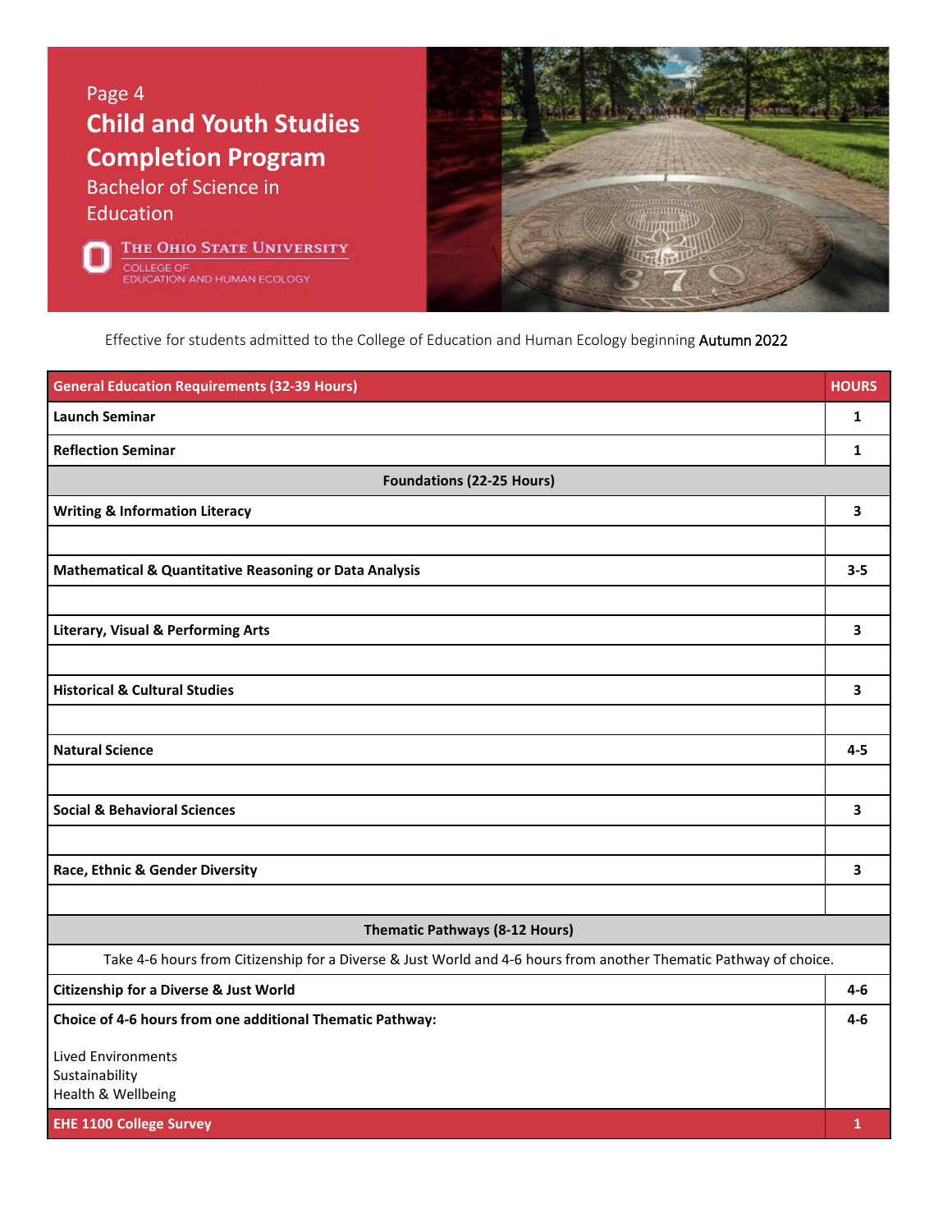# Child and Youth Studies Completion Program

## Bachelor of Science in Education

The Ohio State University
College of Education and Human Ecology

Effective for students admitted to the College of Education and Human Ecology beginning Autumn 2022

| General Education Requirements (32-39 Hours) | HOURS |
|---|---|
| **Launch Seminar** | **1** |
| **Reflection Seminar** | **1** |
| **Foundations (22-25 Hours)** | |
| **Writing & Information Literacy** | **3** |
| | |
| **Mathematical & Quantitative Reasoning or Data Analysis** | **3-5** |
| | |
| **Literary, Visual & Performing Arts** | **3** |
| | |
| **Historical & Cultural Studies** | **3** |
| | |
| **Natural Science** | **4-5** |
| | |
| **Social & Behavioral Sciences** | **3** |
| | |
| **Race, Ethnic & Gender Diversity** | **3** |
| | |
| **Thematic Pathways (8-12 Hours)** | |
| Take 4-6 hours from Citizenship for a Diverse & Just World and 4-6 hours from another Thematic Pathway of choice. | |
| **Citizenship for a Diverse & Just World** | **4-6** |
| **Choice of 4-6 hours from one additional Thematic Pathway:** Lived Environments, Sustainability, Health & Wellbeing | **4-6** |
| **EHE 1100 College Survey** | **1** |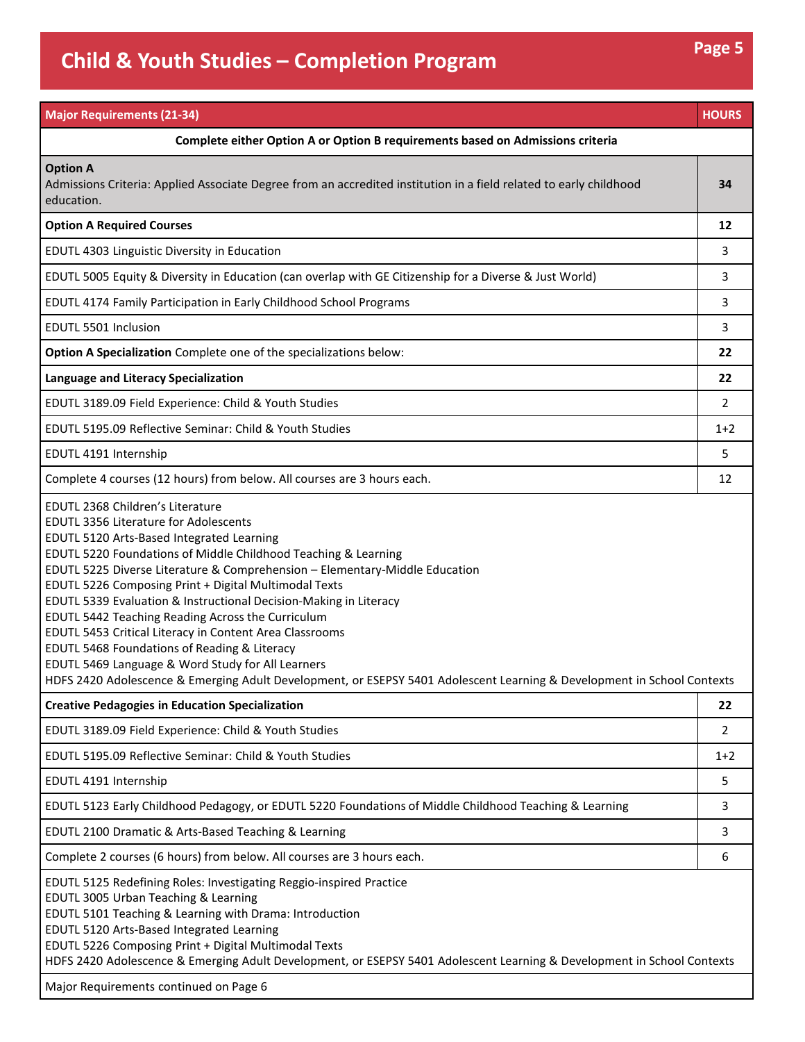# Child & Youth Studies – Completion Program

| Major Requirements (21-34) | HOURS |
| --- | --- |
| **Complete either Option A or Option B requirements based on Admissions criteria** | |
| **Option A**<br>Admissions Criteria: Applied Associate Degree from an accredited institution in a field related to early childhood education. | **34** |
| **Option A Required Courses** | **12** |
| EDUTL 4303 Linguistic Diversity in Education | 3 |
| EDUTL 5005 Equity & Diversity in Education (can overlap with GE Citizenship for a Diverse & Just World) | 3 |
| EDUTL 4174 Family Participation in Early Childhood School Programs | 3 |
| EDUTL 5501 Inclusion | 3 |
| **Option A Specialization** Complete one of the specializations below: | **22** |
| **Language and Literacy Specialization** | **22** |
| EDUTL 3189.09 Field Experience: Child & Youth Studies | 2 |
| EDUTL 5195.09 Reflective Seminar: Child & Youth Studies | 1+2 |
| EDUTL 4191 Internship | 5 |
| Complete 4 courses (12 hours) from below. All courses are 3 hours each. | 12 |
| EDUTL 2368 Children's Literature<br>EDUTL 3356 Literature for Adolescents<br>EDUTL 5120 Arts-Based Integrated Learning<br>EDUTL 5220 Foundations of Middle Childhood Teaching & Learning<br>EDUTL 5225 Diverse Literature & Comprehension – Elementary-Middle Education<br>EDUTL 5226 Composing Print + Digital Multimodal Texts<br>EDUTL 5339 Evaluation & Instructional Decision-Making in Literacy<br>EDUTL 5442 Teaching Reading Across the Curriculum<br>EDUTL 5453 Critical Literacy in Content Area Classrooms<br>EDUTL 5468 Foundations of Reading & Literacy<br>EDUTL 5469 Language & Word Study for All Learners<br>HDFS 2420 Adolescence & Emerging Adult Development, or ESEPSY 5401 Adolescent Learning & Development in School Contexts | |
| **Creative Pedagogies in Education Specialization** | **22** |
| EDUTL 3189.09 Field Experience: Child & Youth Studies | 2 |
| EDUTL 5195.09 Reflective Seminar: Child & Youth Studies | 1+2 |
| EDUTL 4191 Internship | 5 |
| EDUTL 5123 Early Childhood Pedagogy, or EDUTL 5220 Foundations of Middle Childhood Teaching & Learning | 3 |
| EDUTL 2100 Dramatic & Arts-Based Teaching & Learning | 3 |
| Complete 2 courses (6 hours) from below. All courses are 3 hours each. | 6 |
| EDUTL 5125 Redefining Roles: Investigating Reggio-inspired Practice<br>EDUTL 3005 Urban Teaching & Learning<br>EDUTL 5101 Teaching & Learning with Drama: Introduction<br>EDUTL 5120 Arts-Based Integrated Learning<br>EDUTL 5226 Composing Print + Digital Multimodal Texts<br>HDFS 2420 Adolescence & Emerging Adult Development, or ESEPSY 5401 Adolescent Learning & Development in School Contexts | |
| Major Requirements continued on Page 6 | |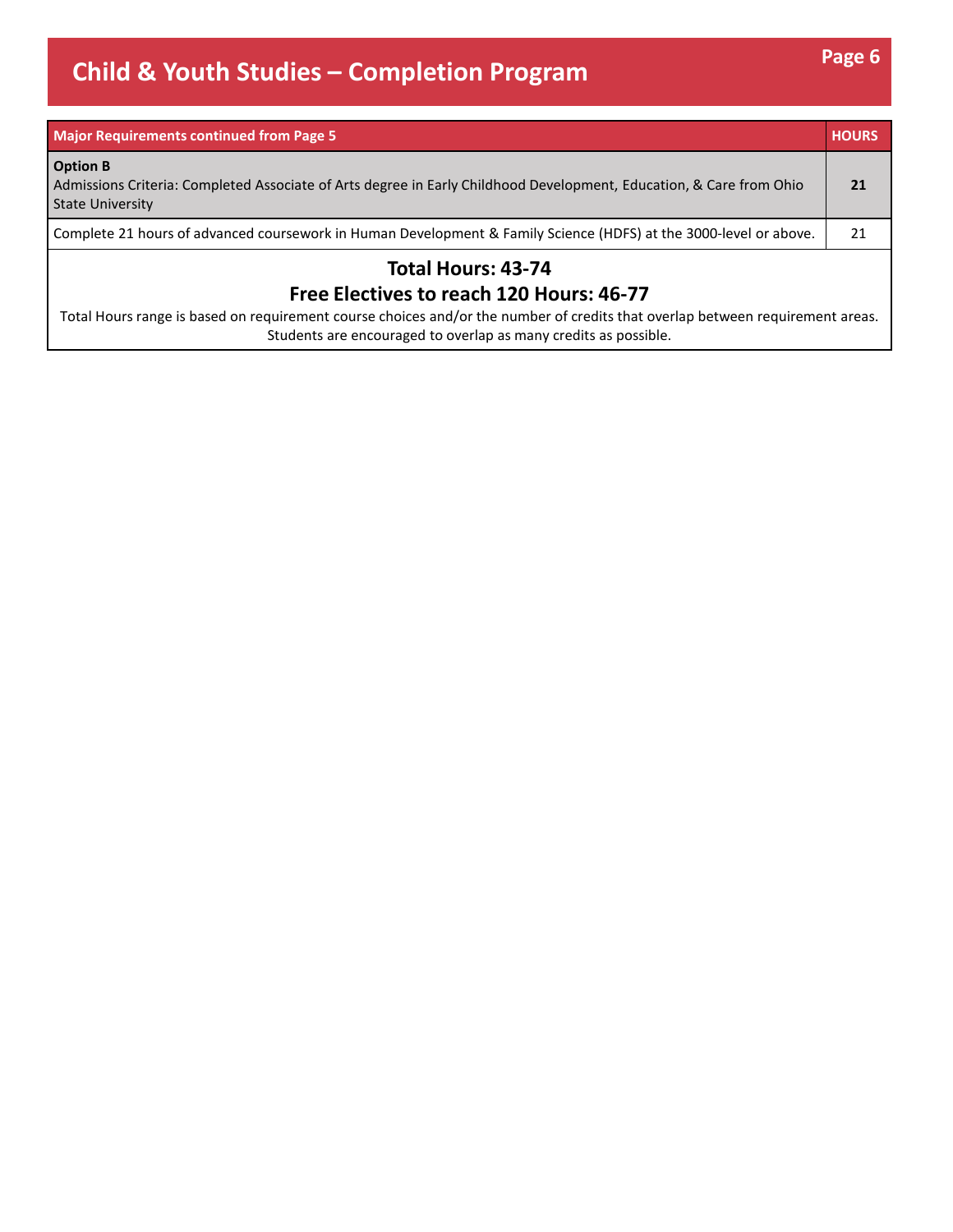# Child & Youth Studies – Completion Program

| Major Requirements continued from Page 5 | HOURS |
|---|---|
| **Option B**<br>Admissions Criteria: Completed Associate of Arts degree in Early Childhood Development, Education, & Care from Ohio State University | **21** |
| Complete 21 hours of advanced coursework in Human Development & Family Science (HDFS) at the 3000-level or above. | 21 |

**Total Hours: 43-74**

**Free Electives to reach 120 Hours: 46-77**

Total Hours range is based on requirement course choices and/or the number of credits that overlap between requirement areas. Students are encouraged to overlap as many credits as possible.